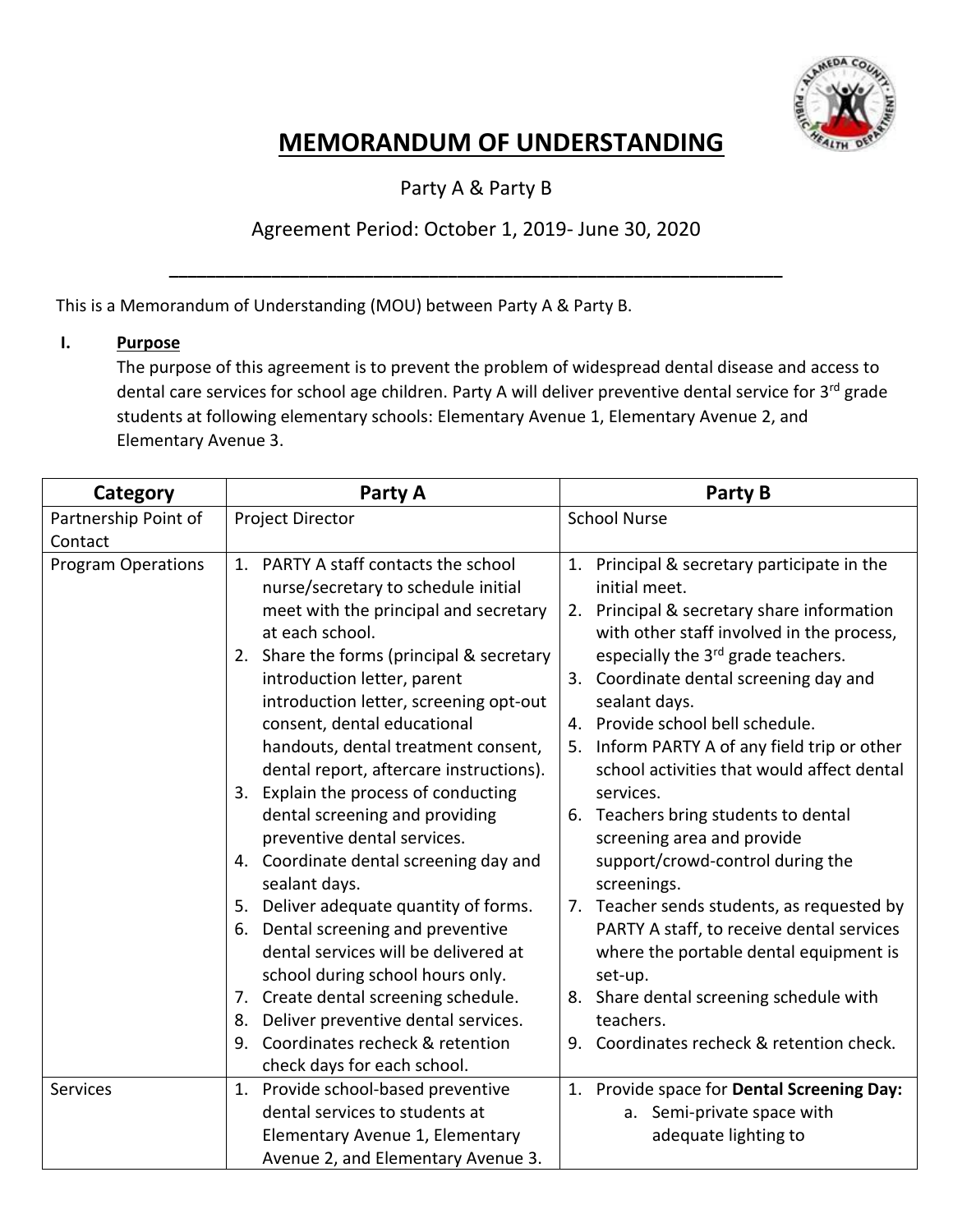# MEMORANDUM OF UNDERSTANDING

Party A & Party B

Agreement Period: October 1, 2019- June 30, 2020

---

This is a Memorandum of Understanding (MOU) between Party A & Party B.

**I. Purpose**

The purpose of this agreement is to prevent the problem of widespread dental disease and access to dental care services for school age children. Party A will deliver preventive dental service for 3rd grade students at following elementary schools: Elementary Avenue 1, Elementary Avenue 2, and Elementary Avenue 3.

| Category | Party A | Party B |
|---|---|---|
| Partnership Point of Contact | Project Director | School Nurse |
| Program Operations | 1. PARTY A staff contacts the school nurse/secretary to schedule initial meet with the principal and secretary at each school.<br>2. Share the forms (principal & secretary introduction letter, parent introduction letter, screening opt-out consent, dental educational handouts, dental treatment consent, dental report, aftercare instructions).<br>3. Explain the process of conducting dental screening and providing preventive dental services.<br>4. Coordinate dental screening day and sealant days.<br>5. Deliver adequate quantity of forms.<br>6. Dental screening and preventive dental services will be delivered at school during school hours only.<br>7. Create dental screening schedule.<br>8. Deliver preventive dental services.<br>9. Coordinates recheck & retention check days for each school. | 1. Principal & secretary participate in the initial meet.<br>2. Principal & secretary share information with other staff involved in the process, especially the 3rd grade teachers.<br>3. Coordinate dental screening day and sealant days.<br>4. Provide school bell schedule.<br>5. Inform PARTY A of any field trip or other school activities that would affect dental services.<br>6. Teachers bring students to dental screening area and provide support/crowd-control during the screenings.<br>7. Teacher sends students, as requested by PARTY A staff, to receive dental services where the portable dental equipment is set-up.<br>8. Share dental screening schedule with teachers.<br>9. Coordinates recheck & retention check. |
| Services | 1. Provide school-based preventive dental services to students at Elementary Avenue 1, Elementary Avenue 2, and Elementary Avenue 3. | 1. Provide space for **Dental Screening Day:**<br>a. Semi-private space with adequate lighting to |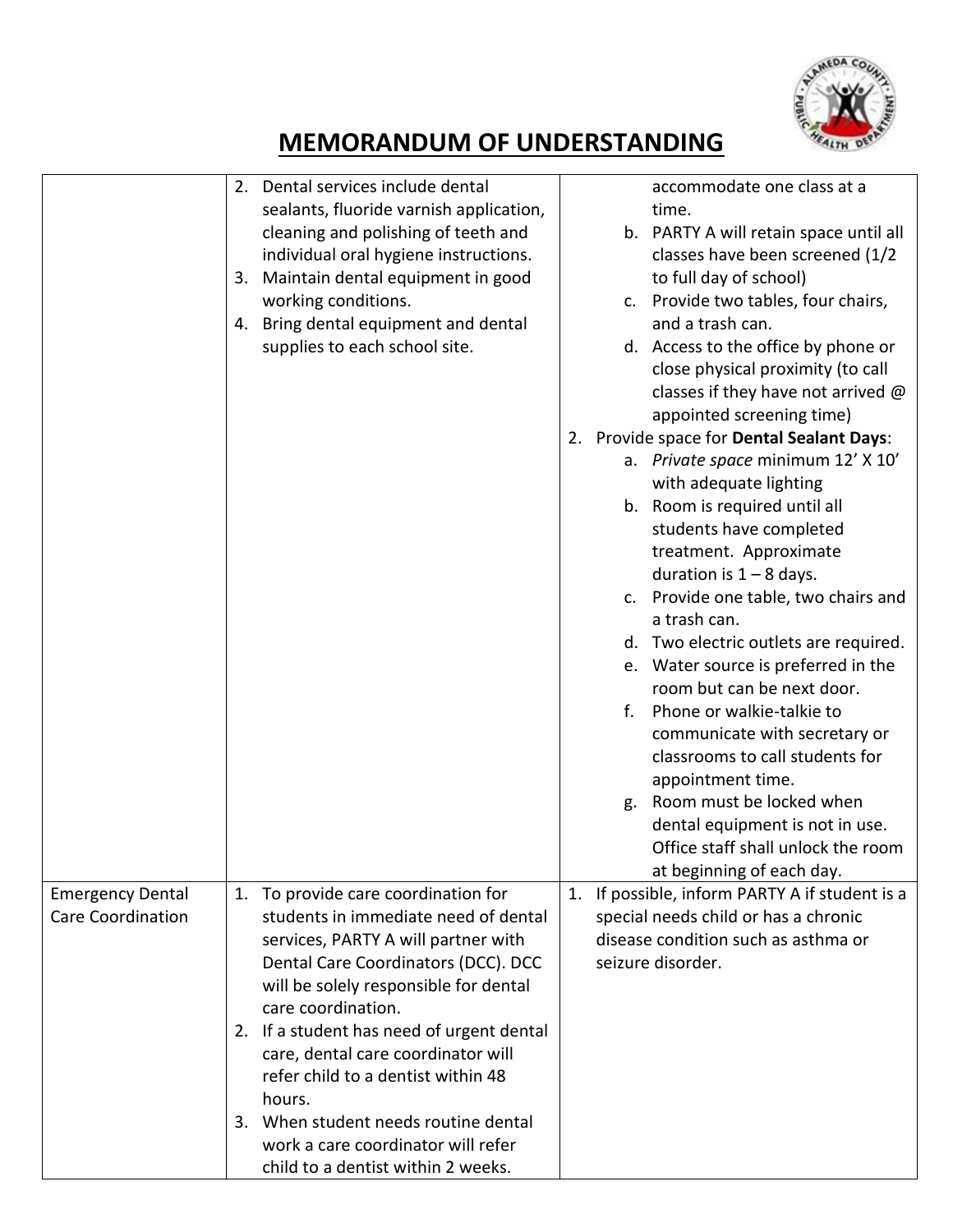# MEMORANDUM OF UNDERSTANDING

| | | |
|---|---|---|
| | 2. Dental services include dental sealants, fluoride varnish application, cleaning and polishing of teeth and individual oral hygiene instructions.<br>3. Maintain dental equipment in good working conditions.<br>4. Bring dental equipment and dental supplies to each school site. | accommodate one class at a time.<br>b. PARTY A will retain space until all classes have been screened (1/2 to full day of school)<br>c. Provide two tables, four chairs, and a trash can.<br>d. Access to the office by phone or close physical proximity (to call classes if they have not arrived @ appointed screening time)<br>2. Provide space for **Dental Sealant Days**:<br>a. *Private space* minimum 12' X 10' with adequate lighting<br>b. Room is required until all students have completed treatment. Approximate duration is 1 – 8 days.<br>c. Provide one table, two chairs and a trash can.<br>d. Two electric outlets are required.<br>e. Water source is preferred in the room but can be next door.<br>f. Phone or walkie-talkie to communicate with secretary or classrooms to call students for appointment time.<br>g. Room must be locked when dental equipment is not in use. Office staff shall unlock the room at beginning of each day. |
| Emergency Dental Care Coordination | 1. To provide care coordination for students in immediate need of dental services, PARTY A will partner with Dental Care Coordinators (DCC). DCC will be solely responsible for dental care coordination.<br>2. If a student has need of urgent dental care, dental care coordinator will refer child to a dentist within 48 hours.<br>3. When student needs routine dental work a care coordinator will refer child to a dentist within 2 weeks. | 1. If possible, inform PARTY A if student is a special needs child or has a chronic disease condition such as asthma or seizure disorder. |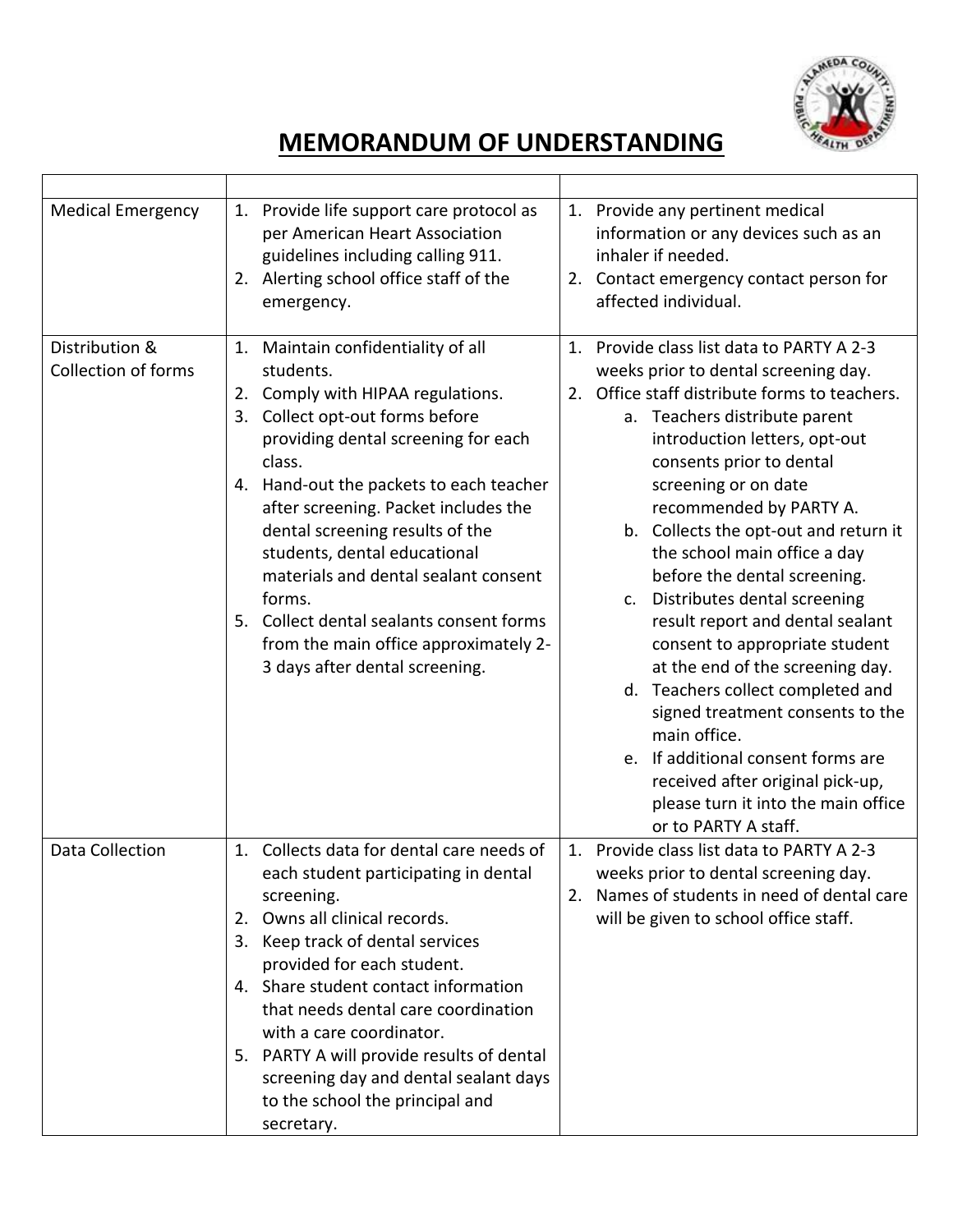# MEMORANDUM OF UNDERSTANDING

| | | |
|---|---|---|
| Medical Emergency | 1. Provide life support care protocol as per American Heart Association guidelines including calling 911.<br>2. Alerting school office staff of the emergency. | 1. Provide any pertinent medical information or any devices such as an inhaler if needed.<br>2. Contact emergency contact person for affected individual. |
| Distribution & Collection of forms | 1. Maintain confidentiality of all students.<br>2. Comply with HIPAA regulations.<br>3. Collect opt-out forms before providing dental screening for each class.<br>4. Hand-out the packets to each teacher after screening. Packet includes the dental screening results of the students, dental educational materials and dental sealant consent forms.<br>5. Collect dental sealants consent forms from the main office approximately 2-3 days after dental screening. | 1. Provide class list data to PARTY A 2-3 weeks prior to dental screening day.<br>2. Office staff distribute forms to teachers.<br>a. Teachers distribute parent introduction letters, opt-out consents prior to dental screening or on date recommended by PARTY A.<br>b. Collects the opt-out and return it the school main office a day before the dental screening.<br>c. Distributes dental screening result report and dental sealant consent to appropriate student at the end of the screening day.<br>d. Teachers collect completed and signed treatment consents to the main office.<br>e. If additional consent forms are received after original pick-up, please turn it into the main office or to PARTY A staff. |
| Data Collection | 1. Collects data for dental care needs of each student participating in dental screening.<br>2. Owns all clinical records.<br>3. Keep track of dental services provided for each student.<br>4. Share student contact information that needs dental care coordination with a care coordinator.<br>5. PARTY A will provide results of dental screening day and dental sealant days to the school the principal and secretary. | 1. Provide class list data to PARTY A 2-3 weeks prior to dental screening day.<br>2. Names of students in need of dental care will be given to school office staff. |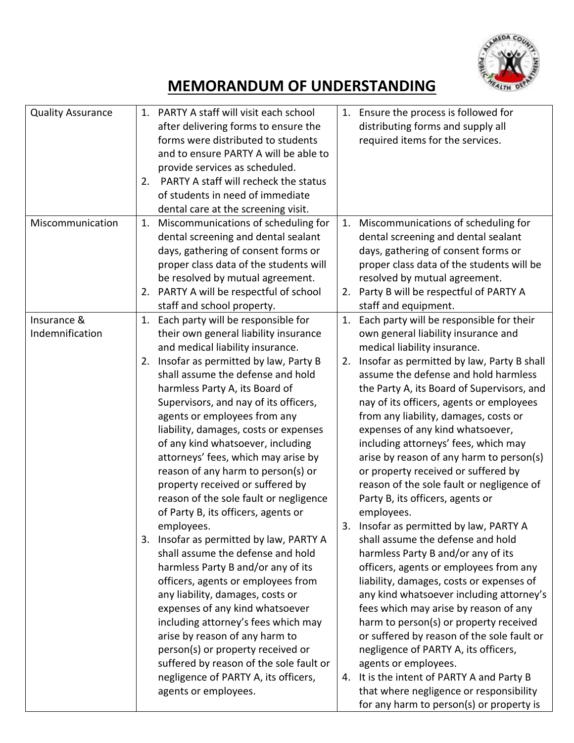# MEMORANDUM OF UNDERSTANDING

| | | |
|---|---|---|
| Quality Assurance | 1. PARTY A staff will visit each school after delivering forms to ensure the forms were distributed to students and to ensure PARTY A will be able to provide services as scheduled.<br>2. PARTY A staff will recheck the status of students in need of immediate dental care at the screening visit. | 1. Ensure the process is followed for distributing forms and supply all required items for the services. |
| Miscommunication | 1. Miscommunications of scheduling for dental screening and dental sealant days, gathering of consent forms or proper class data of the students will be resolved by mutual agreement.<br>2. PARTY A will be respectful of school staff and school property. | 1. Miscommunications of scheduling for dental screening and dental sealant days, gathering of consent forms or proper class data of the students will be resolved by mutual agreement.<br>2. Party B will be respectful of PARTY A staff and equipment. |
| Insurance & Indemnification | 1. Each party will be responsible for their own general liability insurance and medical liability insurance.<br>2. Insofar as permitted by law, Party B shall assume the defense and hold harmless Party A, its Board of Supervisors, and nay of its officers, agents or employees from any liability, damages, costs or expenses of any kind whatsoever, including attorneys' fees, which may arise by reason of any harm to person(s) or property received or suffered by reason of the sole fault or negligence of Party B, its officers, agents or employees.<br>3. Insofar as permitted by law, PARTY A shall assume the defense and hold harmless Party B and/or any of its officers, agents or employees from any liability, damages, costs or expenses of any kind whatsoever including attorney's fees which may arise by reason of any harm to person(s) or property received or suffered by reason of the sole fault or negligence of PARTY A, its officers, agents or employees. | 1. Each party will be responsible for their own general liability insurance and medical liability insurance.<br>2. Insofar as permitted by law, Party B shall assume the defense and hold harmless the Party A, its Board of Supervisors, and nay of its officers, agents or employees from any liability, damages, costs or expenses of any kind whatsoever, including attorneys' fees, which may arise by reason of any harm to person(s) or property received or suffered by reason of the sole fault or negligence of Party B, its officers, agents or employees.<br>3. Insofar as permitted by law, PARTY A shall assume the defense and hold harmless Party B and/or any of its officers, agents or employees from any liability, damages, costs or expenses of any kind whatsoever including attorney's fees which may arise by reason of any harm to person(s) or property received or suffered by reason of the sole fault or negligence of PARTY A, its officers, agents or employees.<br>4. It is the intent of PARTY A and Party B that where negligence or responsibility for any harm to person(s) or property is |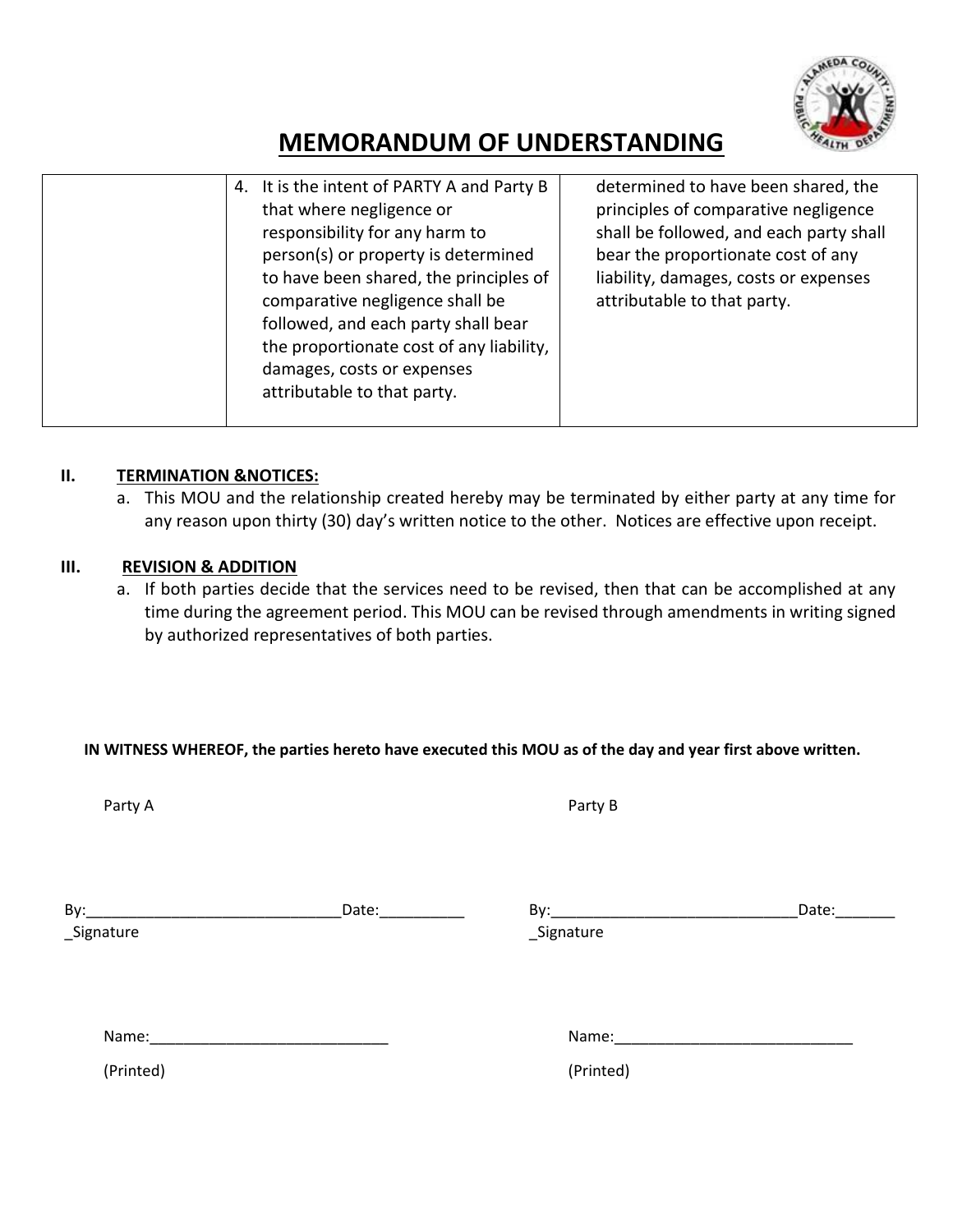# MEMORANDUM OF UNDERSTANDING

| | | |
|---|---|---|
| | 4. It is the intent of PARTY A and Party B that where negligence or responsibility for any harm to person(s) or property is determined to have been shared, the principles of comparative negligence shall be followed, and each party shall bear the proportionate cost of any liability, damages, costs or expenses attributable to that party. | determined to have been shared, the principles of comparative negligence shall be followed, and each party shall bear the proportionate cost of any liability, damages, costs or expenses attributable to that party. |

**II. TERMINATION &NOTICES:**

a. This MOU and the relationship created hereby may be terminated by either party at any time for any reason upon thirty (30) day's written notice to the other. Notices are effective upon receipt.

**III. REVISION & ADDITION**

a. If both parties decide that the services need to be revised, then that can be accomplished at any time during the agreement period. This MOU can be revised through amendments in writing signed by authorized representatives of both parties.

**IN WITNESS WHEREOF, the parties hereto have executed this MOU as of the day and year first above written.**

Party A

By:______________________________Date:__________
_Signature

Name:____________________________

(Printed)

Party B

By:_____________________________Date:_______
_Signature

Name:____________________________

(Printed)